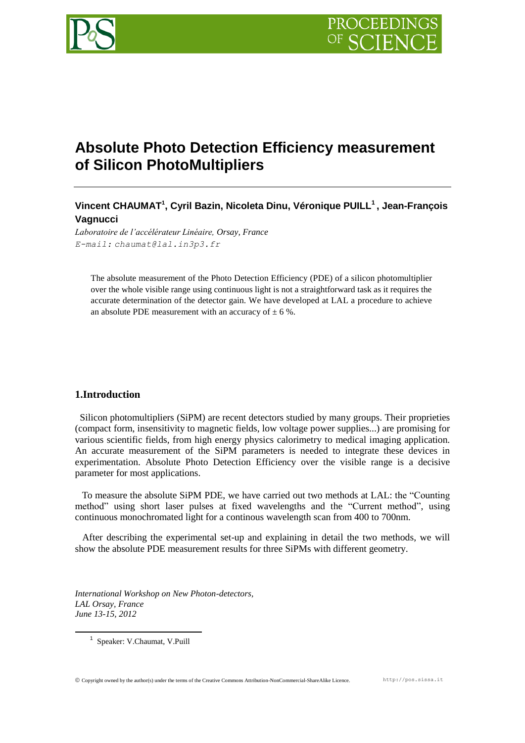# Absolute Photo Detection Efficiency measurement of Silicon PhotoMultipliers

**Vincent CHAUMAT[1], Cyril Bazin, Nicoleta Dinu, Véronique PUILL[1], Jean-François Vagnucci**

*Laboratoire de l'accélérateur Linéaire, Orsay, France*
*E-mail: chaumat@lal.in3p3.fr*

The absolute measurement of the Photo Detection Efficiency (PDE) of a silicon photomultiplier over the whole visible range using continuous light is not a straightforward task as it requires the accurate determination of the detector gain. We have developed at LAL a procedure to achieve an absolute PDE measurement with an accuracy of ± 6 %.

## 1.Introduction

Silicon photomultipliers (SiPM) are recent detectors studied by many groups. Their proprieties (compact form, insensitivity to magnetic fields, low voltage power supplies...) are promising for various scientific fields, from high energy physics calorimetry to medical imaging application. An accurate measurement of the SiPM parameters is needed to integrate these devices in experimentation. Absolute Photo Detection Efficiency over the visible range is a decisive parameter for most applications.

To measure the absolute SiPM PDE, we have carried out two methods at LAL: the "Counting method" using short laser pulses at fixed wavelengths and the "Current method", using continuous monochromated light for a continous wavelength scan from 400 to 700nm.

After describing the experimental set-up and explaining in detail the two methods, we will show the absolute PDE measurement results for three SiPMs with different geometry.

*International Workshop on New Photon-detectors,*
*LAL Orsay, France*
*June 13-15, 2012*

[1] Speaker: V.Chaumat, V.Puill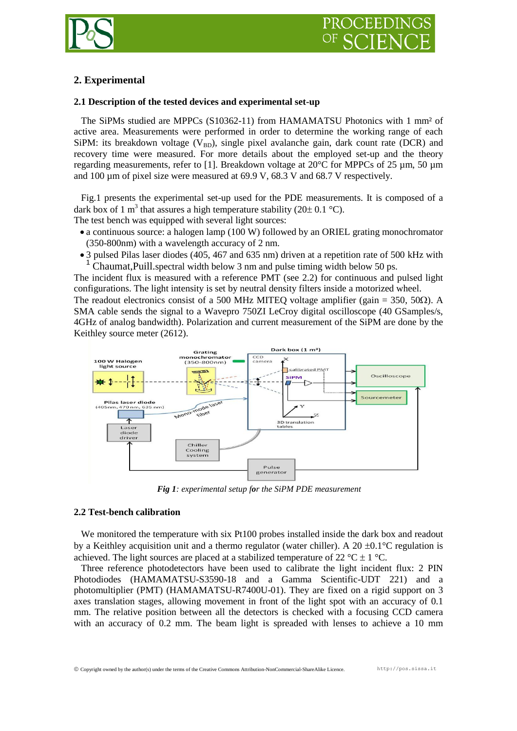## 2. Experimental

### 2.1 Description of the tested devices and experimental set-up

The SiPMs studied are MPPCs (S10362-11) from HAMAMATSU Photonics with 1 mm² of active area. Measurements were performed in order to determine the working range of each SiPM: its breakdown voltage ($V_{BD}$), single pixel avalanche gain, dark count rate (DCR) and recovery time were measured. For more details about the employed set-up and the theory regarding measurements, refer to [1]. Breakdown voltage at 20°C for MPPCs of 25 µm, 50 µm and 100 µm of pixel size were measured at 69.9 V, 68.3 V and 68.7 V respectively.

Fig.1 presents the experimental set-up used for the PDE measurements. It is composed of a dark box of 1 $m^3$ that assures a high temperature stability (20± 0.1 °C).
The test bench was equipped with several light sources:

- a continuous source: a halogen lamp (100 W) followed by an ORIEL grating monochromator (350-800nm) with a wavelength accuracy of 2 nm.
- 3 pulsed Pilas laser diodes (405, 467 and 635 nm) driven at a repetition rate of 500 kHz with [1] Chaumat,Puill.spectral width below 3 nm and pulse timing width below 50 ps.

The incident flux is measured with a reference PMT (see 2.2) for continuous and pulsed light configurations. The light intensity is set by neutral density filters inside a motorized wheel.
The readout electronics consist of a 500 MHz MITEQ voltage amplifier (gain = 350, 50Ω). A SMA cable sends the signal to a Wavepro 750ZI LeCroy digital oscilloscope (40 GSamples/s, 4GHz of analog bandwidth). Polarization and current measurement of the SiPM are done by the Keithley source meter (2612).

*Fig 1: experimental setup for the SiPM PDE measurement*

### 2.2 Test-bench calibration

We monitored the temperature with six Pt100 probes installed inside the dark box and readout by a Keithley acquisition unit and a thermo regulator (water chiller). A 20 ±0.1°C regulation is achieved. The light sources are placed at a stabilized temperature of 22 °C ± 1 °C.
Three reference photodetectors have been used to calibrate the light incident flux: 2 PIN Photodiodes (HAMAMATSU-S3590-18 and a Gamma Scientific-UDT 221) and a photomultiplier (PMT) (HAMAMATSU-R7400U-01). They are fixed on a rigid support on 3 axes translation stages, allowing movement in front of the light spot with an accuracy of 0.1 mm. The relative position between all the detectors is checked with a focusing CCD camera with an accuracy of 0.2 mm. The beam light is spreaded with lenses to achieve a 10 mm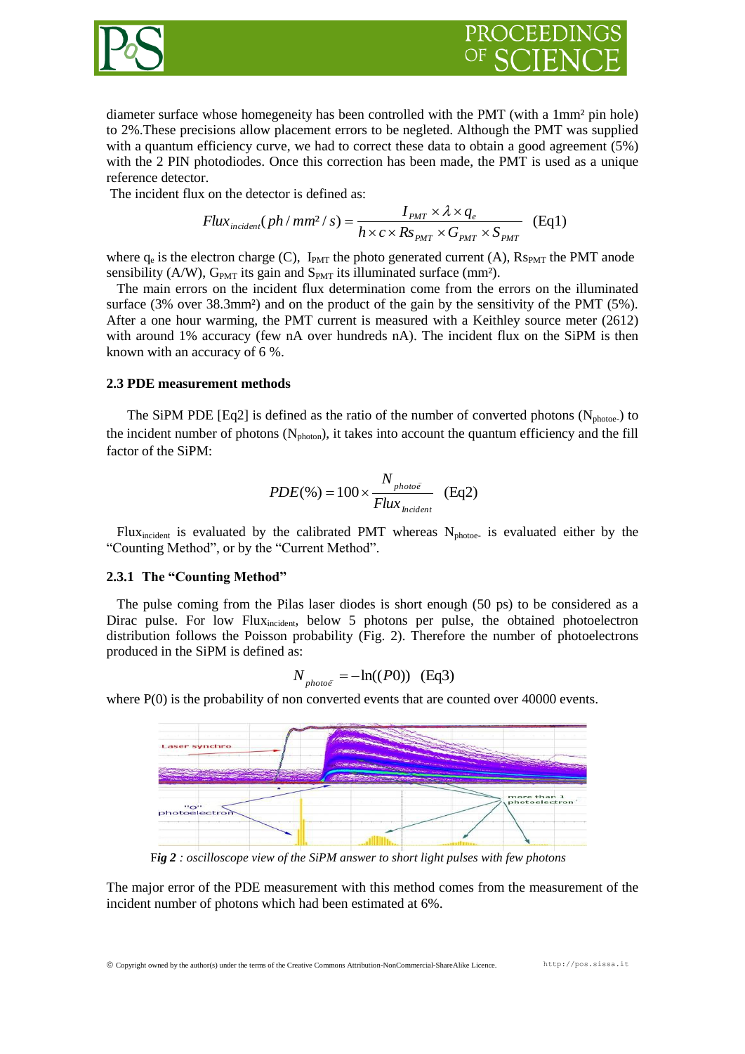diameter surface whose homegeneity has been controlled with the PMT (with a 1mm² pin hole) to 2%.These precisions allow placement errors to be negleted. Although the PMT was supplied with a quantum efficiency curve, we had to correct these data to obtain a good agreement (5%) with the 2 PIN photodiodes. Once this correction has been made, the PMT is used as a unique reference detector.

The incident flux on the detector is defined as:

$$Flux_{incident}(ph/mm^2/s) = \frac{I_{PMT} \times \lambda \times q_e}{h \times c \times Rs_{PMT} \times G_{PMT} \times S_{PMT}} \quad \text{(Eq1)}$$

where $q_e$ is the electron charge (C), $I_{PMT}$ the photo generated current (A), $Rs_{PMT}$ the PMT anode sensibility (A/W), $G_{PMT}$ its gain and $S_{PMT}$ its illuminated surface (mm²).

The main errors on the incident flux determination come from the errors on the illuminated surface (3% over 38.3mm²) and on the product of the gain by the sensitivity of the PMT (5%). After a one hour warming, the PMT current is measured with a Keithley source meter (2612) with around 1% accuracy (few nA over hundreds nA). The incident flux on the SiPM is then known with an accuracy of 6 %.

### 2.3 PDE measurement methods

The SiPM PDE [Eq2] is defined as the ratio of the number of converted photons ($N_{photoe-}$) to the incident number of photons ($N_{photon}$), it takes into account the quantum efficiency and the fill factor of the SiPM:

$$PDE(\%) = 100 \times \frac{N_{photo\bar{e}}}{Flux_{Incident}} \quad \text{(Eq2)}$$

$Flux_{incident}$ is evaluated by the calibrated PMT whereas $N_{photoe-}$ is evaluated either by the "Counting Method", or by the "Current Method".

#### 2.3.1 The "Counting Method"

The pulse coming from the Pilas laser diodes is short enough (50 ps) to be considered as a Dirac pulse. For low $Flux_{incident}$, below 5 photons per pulse, the obtained photoelectron distribution follows the Poisson probability (Fig. 2). Therefore the number of photoelectrons produced in the SiPM is defined as:

$$N_{photo\bar{e}} = -\ln((P0)) \quad \text{(Eq3)}$$

where P(0) is the probability of non converted events that are counted over 40000 events.

F*ig 2 : oscilloscope view of the SiPM answer to short light pulses with few photons*

The major error of the PDE measurement with this method comes from the measurement of the incident number of photons which had been estimated at 6%.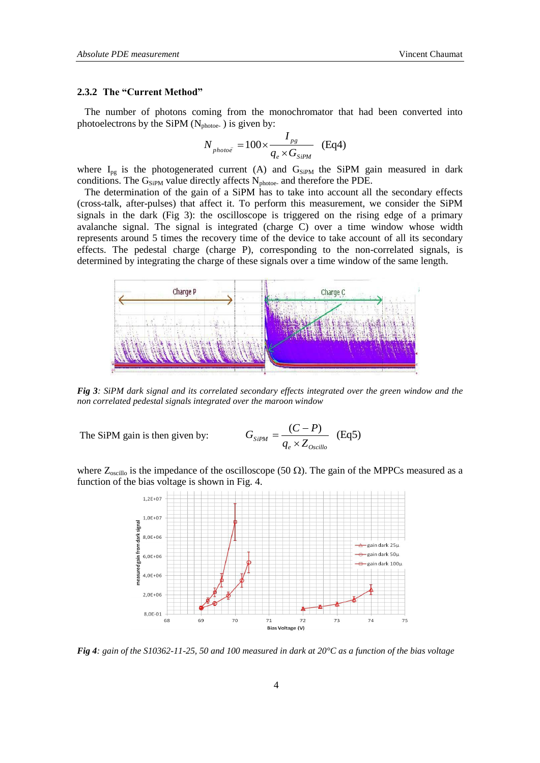### 2.3.2 The "Current Method"

The number of photons coming from the monochromator that had been converted into photoelectrons by the SiPM ($N_{photoe-}$ ) is given by:

$$N_{photoe^-} = 100 \times \frac{I_{pg}}{q_e \times G_{SiPM}} \quad \text{(Eq4)}$$

where $I_{pg}$ is the photogenerated current (A) and $G_{SiPM}$ the SiPM gain measured in dark conditions. The $G_{SiPM}$ value directly affects $N_{photoe-}$ and therefore the PDE.

The determination of the gain of a SiPM has to take into account all the secondary effects (cross-talk, after-pulses) that affect it. To perform this measurement, we consider the SiPM signals in the dark (Fig 3): the oscilloscope is triggered on the rising edge of a primary avalanche signal. The signal is integrated (charge C) over a time window whose width represents around 5 times the recovery time of the device to take account of all its secondary effects. The pedestal charge (charge P), corresponding to the non-correlated signals, is determined by integrating the charge of these signals over a time window of the same length.

*Fig 3: SiPM dark signal and its correlated secondary effects integrated over the green window and the non correlated pedestal signals integrated over the maroon window*

The SiPM gain is then given by:

$$G_{SiPM} = \frac{(C - P)}{q_e \times Z_{Oscillo}} \quad \text{(Eq5)}$$

where $Z_{oscillo}$ is the impedance of the oscilloscope (50 Ω). The gain of the MPPCs measured as a function of the bias voltage is shown in Fig. 4.

*Fig 4: gain of the S10362-11-25, 50 and 100 measured in dark at 20°C as a function of the bias voltage*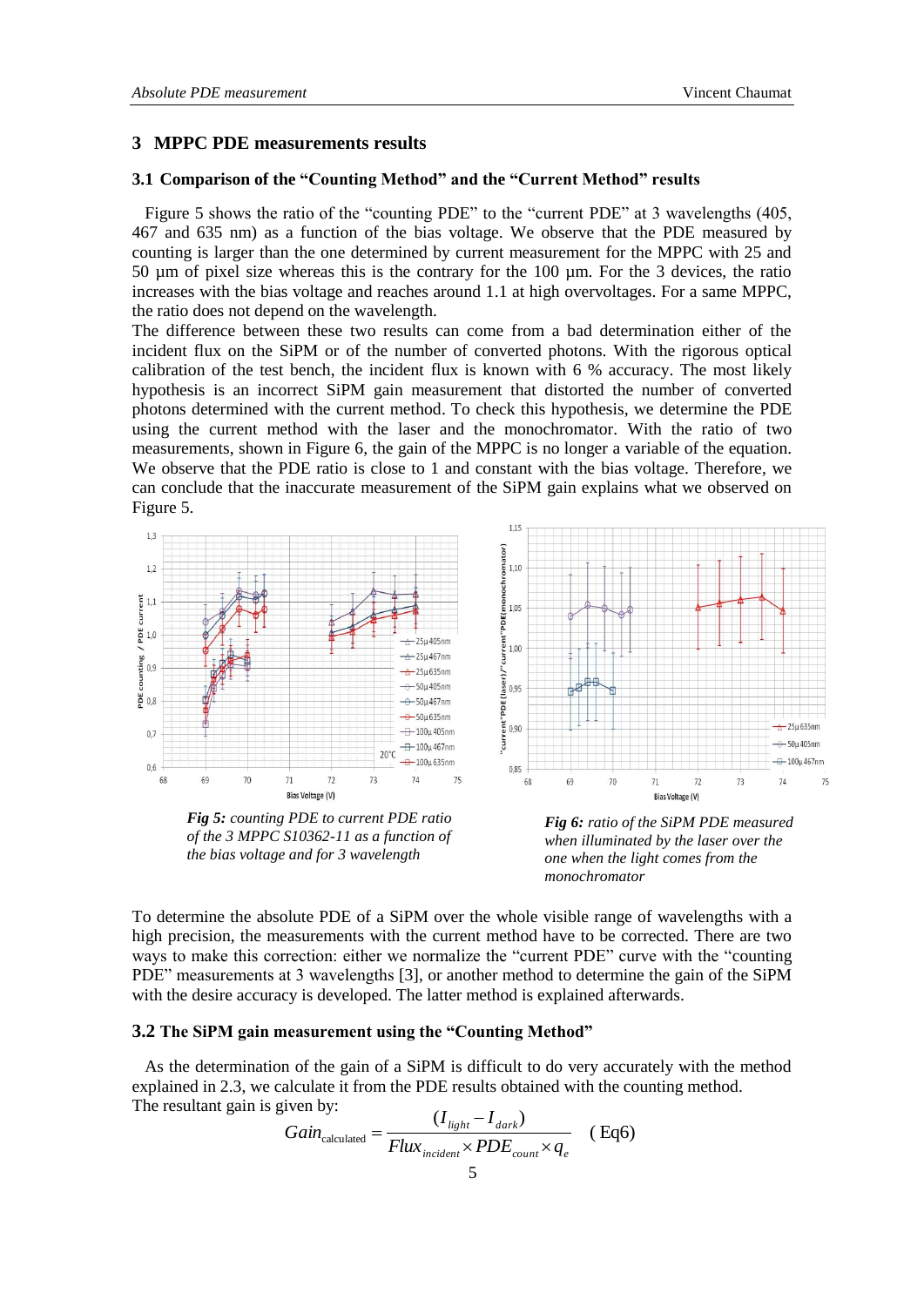## 3 MPPC PDE measurements results

### 3.1 Comparison of the "Counting Method" and the "Current Method" results

Figure 5 shows the ratio of the "counting PDE" to the "current PDE" at 3 wavelengths (405, 467 and 635 nm) as a function of the bias voltage. We observe that the PDE measured by counting is larger than the one determined by current measurement for the MPPC with 25 and 50 µm of pixel size whereas this is the contrary for the 100 µm. For the 3 devices, the ratio increases with the bias voltage and reaches around 1.1 at high overvoltages. For a same MPPC, the ratio does not depend on the wavelength.

The difference between these two results can come from a bad determination either of the incident flux on the SiPM or of the number of converted photons. With the rigorous optical calibration of the test bench, the incident flux is known with 6 % accuracy. The most likely hypothesis is an incorrect SiPM gain measurement that distorted the number of converted photons determined with the current method. To check this hypothesis, we determine the PDE using the current method with the laser and the monochromator. With the ratio of two measurements, shown in Figure 6, the gain of the MPPC is no longer a variable of the equation. We observe that the PDE ratio is close to 1 and constant with the bias voltage. Therefore, we can conclude that the inaccurate measurement of the SiPM gain explains what we observed on Figure 5.

***Fig 5:*** *counting PDE to current PDE ratio of the 3 MPPC S10362-11 as a function of the bias voltage and for 3 wavelength*

***Fig 6:*** *ratio of the SiPM PDE measured when illuminated by the laser over the one when the light comes from the monochromator*

To determine the absolute PDE of a SiPM over the whole visible range of wavelengths with a high precision, the measurements with the current method have to be corrected. There are two ways to make this correction: either we normalize the "current PDE" curve with the "counting PDE" measurements at 3 wavelengths [3], or another method to determine the gain of the SiPM with the desire accuracy is developed. The latter method is explained afterwards.

### 3.2 The SiPM gain measurement using the "Counting Method"

As the determination of the gain of a SiPM is difficult to do very accurately with the method explained in 2.3, we calculate it from the PDE results obtained with the counting method.

The resultant gain is given by:

$$Gain_{\text{calculated}} = \frac{(I_{light} - I_{dark})}{Flux_{incident} \times PDE_{count} \times q_e} \quad \text{(Eq6)}$$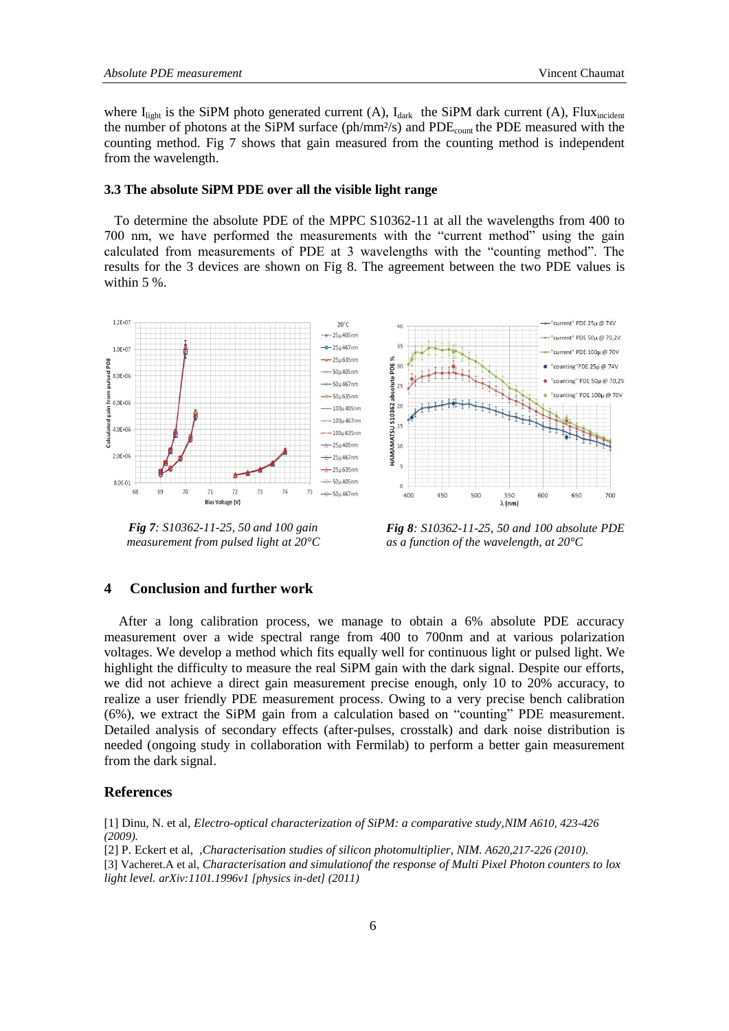where $I_{light}$ is the SiPM photo generated current (A), $I_{dark}$ the SiPM dark current (A), $Flux_{incident}$ the number of photons at the SiPM surface (ph/mm²/s) and $PDE_{count}$ the PDE measured with the counting method. Fig 7 shows that gain measured from the counting method is independent from the wavelength.

### 3.3 The absolute SiPM PDE over all the visible light range

To determine the absolute PDE of the MPPC S10362-11 at all the wavelengths from 400 to 700 nm, we have performed the measurements with the "current method" using the gain calculated from measurements of PDE at 3 wavelengths with the "counting method". The results for the 3 devices are shown on Fig 8. The agreement between the two PDE values is within 5 %.

1,2E+07
1,0E+07
8,0E+06
6,0E+06
4,0E+06
2,0E+06
8,0E-01
Calculated gain from pulsed PDE
68 69 70 71 72 73 74 75
Bias Voltage (V)
20°C
25µ 405nm
25µ 467nm
25µ 635nm
50µ 405nm
50µ 467nm
50µ 635nm
100µ 405nm
100µ 467nm
100µ 635nm
25µ 405nm
25µ 467nm
25µ 635nm
50µ 405nm
50µ 467nm

*Fig 7: S10362-11-25, 50 and 100 gain measurement from pulsed light at 20°C*

40
35
30
25
20
15
10
5
0
HAMAMATSU S10362 absolute PDE %
400 450 500 550 600 650 700
λ (nm)
"current" PDE 25µ @ 74V
"current" PDE 50µ @ 70,2V
"current" PDE 100µ @ 70V
"counting"PDE 25µ @ 74V
"counting" PDE 50µ @ 70,2V
"counting" PDE 100µ @ 70V

*Fig 8: S10362-11-25, 50 and 100 absolute PDE as a function of the wavelength, at 20°C*

## 4 Conclusion and further work

After a long calibration process, we manage to obtain a 6% absolute PDE accuracy measurement over a wide spectral range from 400 to 700nm and at various polarization voltages. We develop a method which fits equally well for continuous light or pulsed light. We highlight the difficulty to measure the real SiPM gain with the dark signal. Despite our efforts, we did not achieve a direct gain measurement precise enough, only 10 to 20% accuracy, to realize a user friendly PDE measurement process. Owing to a very precise bench calibration (6%), we extract the SiPM gain from a calculation based on "counting" PDE measurement. Detailed analysis of secondary effects (after-pulses, crosstalk) and dark noise distribution is needed (ongoing study in collaboration with Fermilab) to perform a better gain measurement from the dark signal.

## References

[1] Dinu, N. et al, *Electro-optical characterization of SiPM: a comparative study,NIM A610, 423-426 (2009).*

[2] P. Eckert et al, ,*Characterisation studies of silicon photomultiplier, NIM. A620,217-226 (2010).*

[3] Vacheret.A et al, *Characterisation and simulationof the response of Multi Pixel Photon counters to lox light level. arXiv:1101.1996v1 [physics in-det] (2011)*